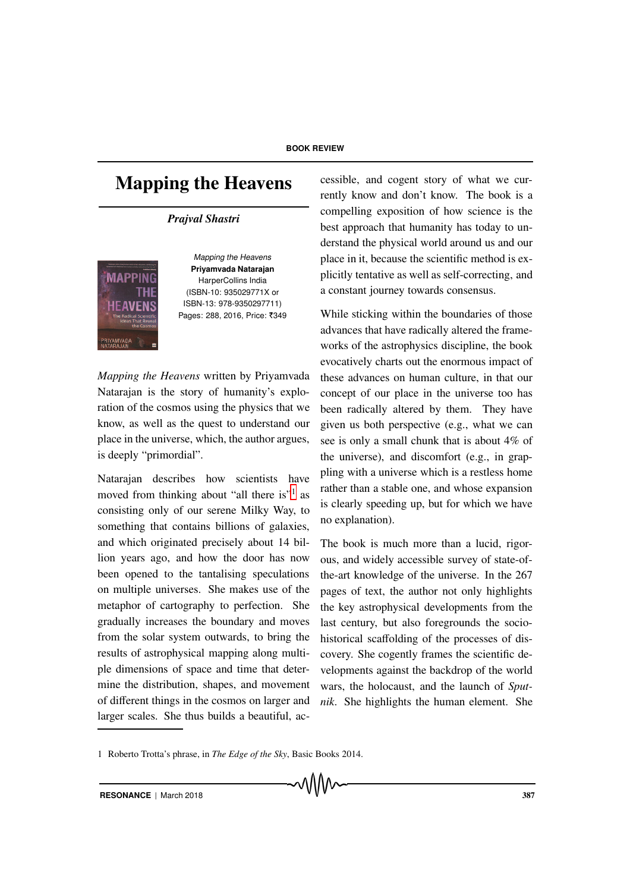BOOK REVIEW

# Mapping the Heavens

***Prajval Shastri***

*Mapping the Heavens*
**Priyamvada Natarajan**
HarperCollins India
(ISBN-10: 935029771X or ISBN-13: 978-9350297711)
Pages: 288, 2016, Price: ₹349

*Mapping the Heavens* written by Priyamvada Natarajan is the story of humanity's exploration of the cosmos using the physics that we know, as well as the quest to understand our place in the universe, which, the author argues, is deeply "primordial".

Natarajan describes how scientists have moved from thinking about "all there is"[1] as consisting only of our serene Milky Way, to something that contains billions of galaxies, and which originated precisely about 14 billion years ago, and how the door has now been opened to the tantalising speculations on multiple universes. She makes use of the metaphor of cartography to perfection. She gradually increases the boundary and moves from the solar system outwards, to bring the results of astrophysical mapping along multiple dimensions of space and time that determine the distribution, shapes, and movement of different things in the cosmos on larger and larger scales. She thus builds a beautiful, accessible, and cogent story of what we currently know and don't know. The book is a compelling exposition of how science is the best approach that humanity has today to understand the physical world around us and our place in it, because the scientific method is explicitly tentative as well as self-correcting, and a constant journey towards consensus.

While sticking within the boundaries of those advances that have radically altered the frameworks of the astrophysics discipline, the book evocatively charts out the enormous impact of these advances on human culture, in that our concept of our place in the universe too has been radically altered by them. They have given us both perspective (e.g., what we can see is only a small chunk that is about 4% of the universe), and discomfort (e.g., in grappling with a universe which is a restless home rather than a stable one, and whose expansion is clearly speeding up, but for which we have no explanation).

The book is much more than a lucid, rigorous, and widely accessible survey of state-of-the-art knowledge of the universe. In the 267 pages of text, the author not only highlights the key astrophysical developments from the last century, but also foregrounds the socio-historical scaffolding of the processes of discovery. She cogently frames the scientific developments against the backdrop of the world wars, the holocaust, and the launch of *Sputnik*. She highlights the human element. She

1 Roberto Trotta's phrase, in *The Edge of the Sky*, Basic Books 2014.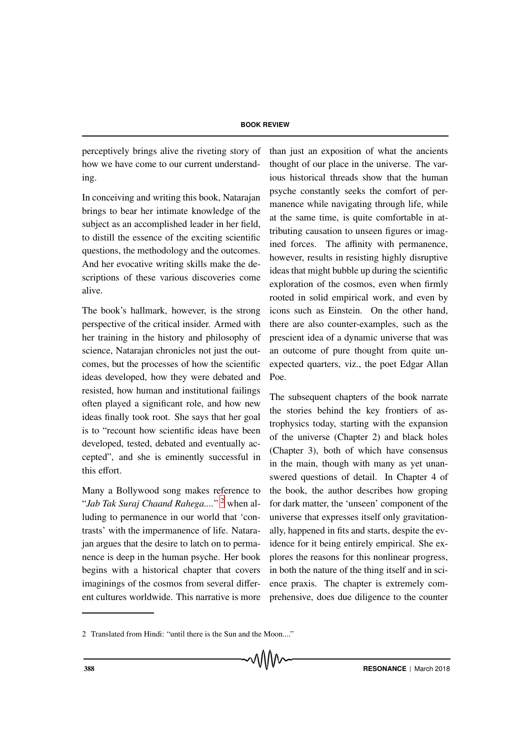perceptively brings alive the riveting story of how we have come to our current understanding.

In conceiving and writing this book, Natarajan brings to bear her intimate knowledge of the subject as an accomplished leader in her field, to distill the essence of the exciting scientific questions, the methodology and the outcomes. And her evocative writing skills make the descriptions of these various discoveries come alive.

The book's hallmark, however, is the strong perspective of the critical insider. Armed with her training in the history and philosophy of science, Natarajan chronicles not just the outcomes, but the processes of how the scientific ideas developed, how they were debated and resisted, how human and institutional failings often played a significant role, and how new ideas finally took root. She says that her goal is to "recount how scientific ideas have been developed, tested, debated and eventually accepted", and she is eminently successful in this effort.

Many a Bollywood song makes reference to "*Jab Tak Suraj Chaand Rahega....*" [2] when alluding to permanence in our world that 'contrasts' with the impermanence of life. Natarajan argues that the desire to latch on to permanence is deep in the human psyche. Her book begins with a historical chapter that covers imaginings of the cosmos from several different cultures worldwide. This narrative is more than just an exposition of what the ancients thought of our place in the universe. The various historical threads show that the human psyche constantly seeks the comfort of permanence while navigating through life, while at the same time, is quite comfortable in attributing causation to unseen figures or imagined forces. The affinity with permanence, however, results in resisting highly disruptive ideas that might bubble up during the scientific exploration of the cosmos, even when firmly rooted in solid empirical work, and even by icons such as Einstein. On the other hand, there are also counter-examples, such as the prescient idea of a dynamic universe that was an outcome of pure thought from quite unexpected quarters, viz., the poet Edgar Allan Poe.

The subsequent chapters of the book narrate the stories behind the key frontiers of astrophysics today, starting with the expansion of the universe (Chapter 2) and black holes (Chapter 3), both of which have consensus in the main, though with many as yet unanswered questions of detail. In Chapter 4 of the book, the author describes how groping for dark matter, the 'unseen' component of the universe that expresses itself only gravitationally, happened in fits and starts, despite the evidence for it being entirely empirical. She explores the reasons for this nonlinear progress, in both the nature of the thing itself and in science praxis. The chapter is extremely comprehensive, does due diligence to the counter

---

[2] Translated from Hindi: "until there is the Sun and the Moon...."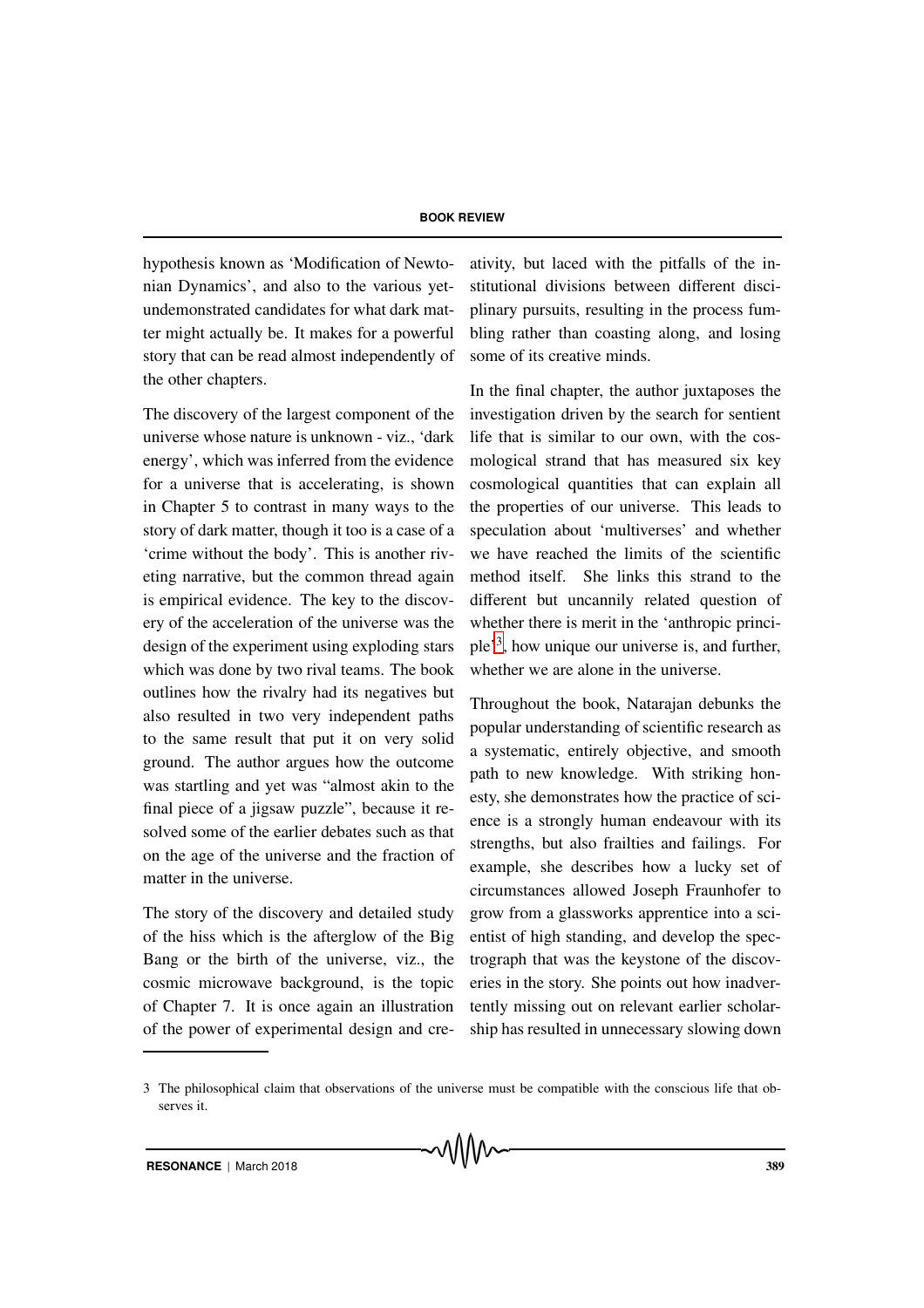hypothesis known as 'Modification of Newtonian Dynamics', and also to the various yet-undemonstrated candidates for what dark matter might actually be. It makes for a powerful story that can be read almost independently of the other chapters.

The discovery of the largest component of the universe whose nature is unknown - viz., 'dark energy', which was inferred from the evidence for a universe that is accelerating, is shown in Chapter 5 to contrast in many ways to the story of dark matter, though it too is a case of a 'crime without the body'. This is another riveting narrative, but the common thread again is empirical evidence. The key to the discovery of the acceleration of the universe was the design of the experiment using exploding stars which was done by two rival teams. The book outlines how the rivalry had its negatives but also resulted in two very independent paths to the same result that put it on very solid ground. The author argues how the outcome was startling and yet was "almost akin to the final piece of a jigsaw puzzle", because it resolved some of the earlier debates such as that on the age of the universe and the fraction of matter in the universe.

The story of the discovery and detailed study of the hiss which is the afterglow of the Big Bang or the birth of the universe, viz., the cosmic microwave background, is the topic of Chapter 7. It is once again an illustration of the power of experimental design and creativity, but laced with the pitfalls of the institutional divisions between different disciplinary pursuits, resulting in the process fumbling rather than coasting along, and losing some of its creative minds.

In the final chapter, the author juxtaposes the investigation driven by the search for sentient life that is similar to our own, with the cosmological strand that has measured six key cosmological quantities that can explain all the properties of our universe. This leads to speculation about 'multiverses' and whether we have reached the limits of the scientific method itself. She links this strand to the different but uncannily related question of whether there is merit in the 'anthropic principle'[3], how unique our universe is, and further, whether we are alone in the universe.

Throughout the book, Natarajan debunks the popular understanding of scientific research as a systematic, entirely objective, and smooth path to new knowledge. With striking honesty, she demonstrates how the practice of science is a strongly human endeavour with its strengths, but also frailties and failings. For example, she describes how a lucky set of circumstances allowed Joseph Fraunhofer to grow from a glassworks apprentice into a scientist of high standing, and develop the spectrograph that was the keystone of the discoveries in the story. She points out how inadvertently missing out on relevant earlier scholarship has resulted in unnecessary slowing down

---

3 The philosophical claim that observations of the universe must be compatible with the conscious life that observes it.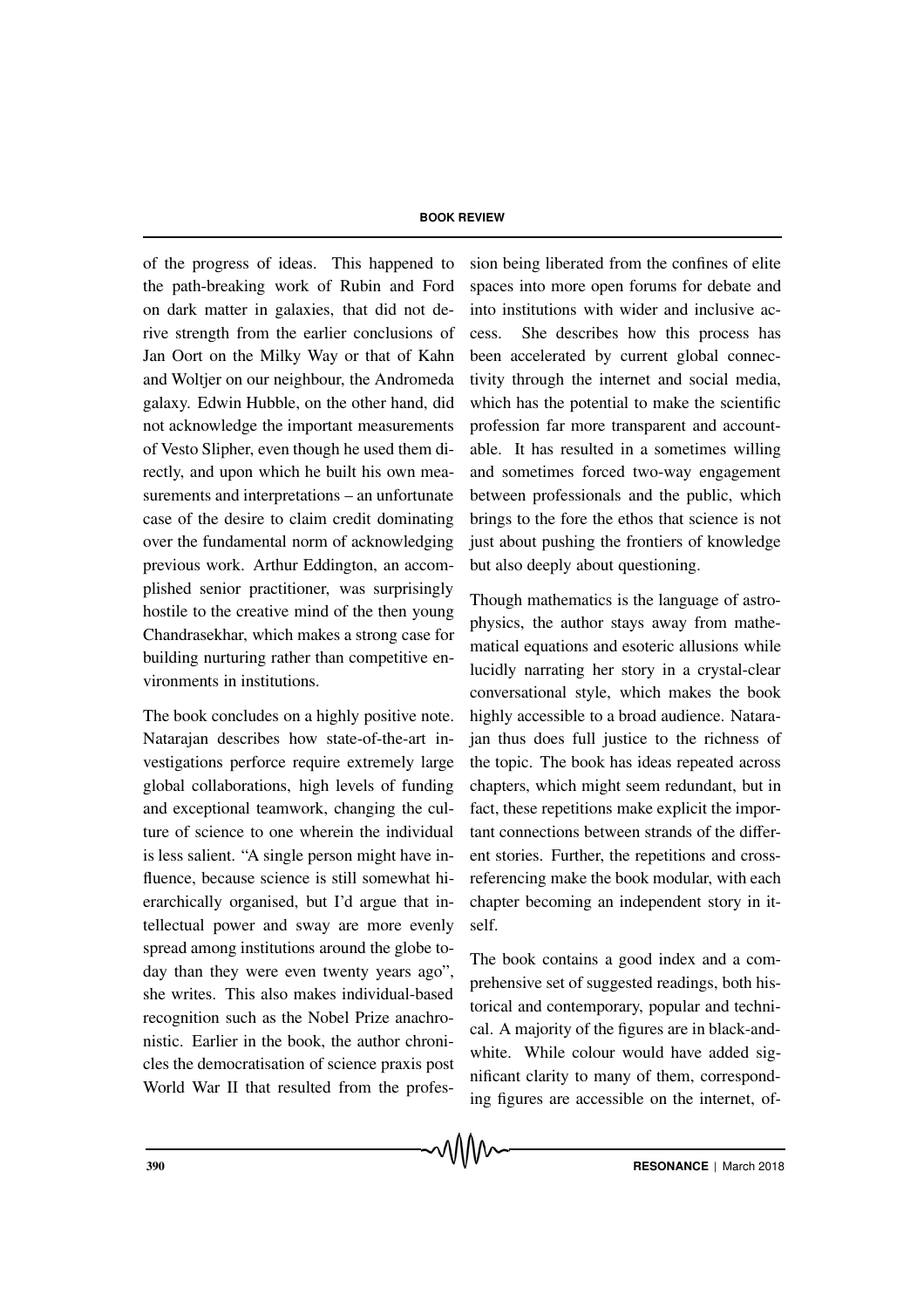of the progress of ideas. This happened to the path-breaking work of Rubin and Ford on dark matter in galaxies, that did not derive strength from the earlier conclusions of Jan Oort on the Milky Way or that of Kahn and Woltjer on our neighbour, the Andromeda galaxy. Edwin Hubble, on the other hand, did not acknowledge the important measurements of Vesto Slipher, even though he used them directly, and upon which he built his own measurements and interpretations – an unfortunate case of the desire to claim credit dominating over the fundamental norm of acknowledging previous work. Arthur Eddington, an accomplished senior practitioner, was surprisingly hostile to the creative mind of the then young Chandrasekhar, which makes a strong case for building nurturing rather than competitive environments in institutions.

The book concludes on a highly positive note. Natarajan describes how state-of-the-art investigations perforce require extremely large global collaborations, high levels of funding and exceptional teamwork, changing the culture of science to one wherein the individual is less salient. "A single person might have influence, because science is still somewhat hierarchically organised, but I'd argue that intellectual power and sway are more evenly spread among institutions around the globe today than they were even twenty years ago", she writes. This also makes individual-based recognition such as the Nobel Prize anachronistic. Earlier in the book, the author chronicles the democratisation of science praxis post World War II that resulted from the profession being liberated from the confines of elite spaces into more open forums for debate and into institutions with wider and inclusive access. She describes how this process has been accelerated by current global connectivity through the internet and social media, which has the potential to make the scientific profession far more transparent and accountable. It has resulted in a sometimes willing and sometimes forced two-way engagement between professionals and the public, which brings to the fore the ethos that science is not just about pushing the frontiers of knowledge but also deeply about questioning.

Though mathematics is the language of astrophysics, the author stays away from mathematical equations and esoteric allusions while lucidly narrating her story in a crystal-clear conversational style, which makes the book highly accessible to a broad audience. Natarajan thus does full justice to the richness of the topic. The book has ideas repeated across chapters, which might seem redundant, but in fact, these repetitions make explicit the important connections between strands of the different stories. Further, the repetitions and cross-referencing make the book modular, with each chapter becoming an independent story in itself.

The book contains a good index and a comprehensive set of suggested readings, both historical and contemporary, popular and technical. A majority of the figures are in black-and-white. While colour would have added significant clarity to many of them, corresponding figures are accessible on the internet, of-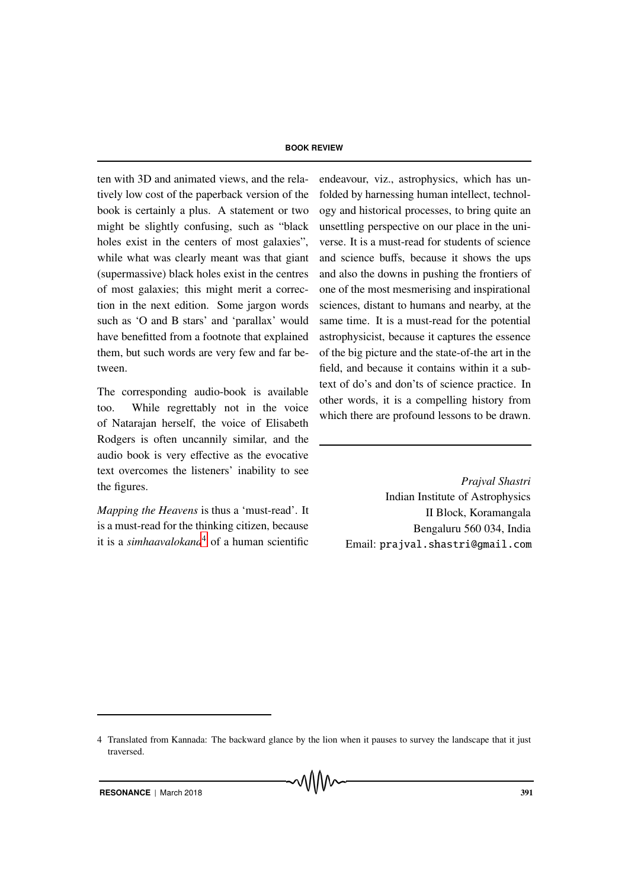ten with 3D and animated views, and the relatively low cost of the paperback version of the book is certainly a plus. A statement or two might be slightly confusing, such as "black holes exist in the centers of most galaxies", while what was clearly meant was that giant (supermassive) black holes exist in the centres of most galaxies; this might merit a correction in the next edition. Some jargon words such as 'O and B stars' and 'parallax' would have benefitted from a footnote that explained them, but such words are very few and far between.

The corresponding audio-book is available too. While regrettably not in the voice of Natarajan herself, the voice of Elisabeth Rodgers is often uncannily similar, and the audio book is very effective as the evocative text overcomes the listeners' inability to see the figures.

*Mapping the Heavens* is thus a 'must-read'. It is a must-read for the thinking citizen, because it is a *simhaavalokana*[4] of a human scientific endeavour, viz., astrophysics, which has unfolded by harnessing human intellect, technology and historical processes, to bring quite an unsettling perspective on our place in the universe. It is a must-read for students of science and science buffs, because it shows the ups and also the downs in pushing the frontiers of one of the most mesmerising and inspirational sciences, distant to humans and nearby, at the same time. It is a must-read for the potential astrophysicist, because it captures the essence of the big picture and the state-of-the art in the field, and because it contains within it a subtext of do's and don'ts of science practice. In other words, it is a compelling history from which there are profound lessons to be drawn.

---

*Prajval Shastri*
Indian Institute of Astrophysics
II Block, Koramangala
Bengaluru 560 034, India
Email: prajval.shastri@gmail.com

---

4 Translated from Kannada: The backward glance by the lion when it pauses to survey the landscape that it just traversed.